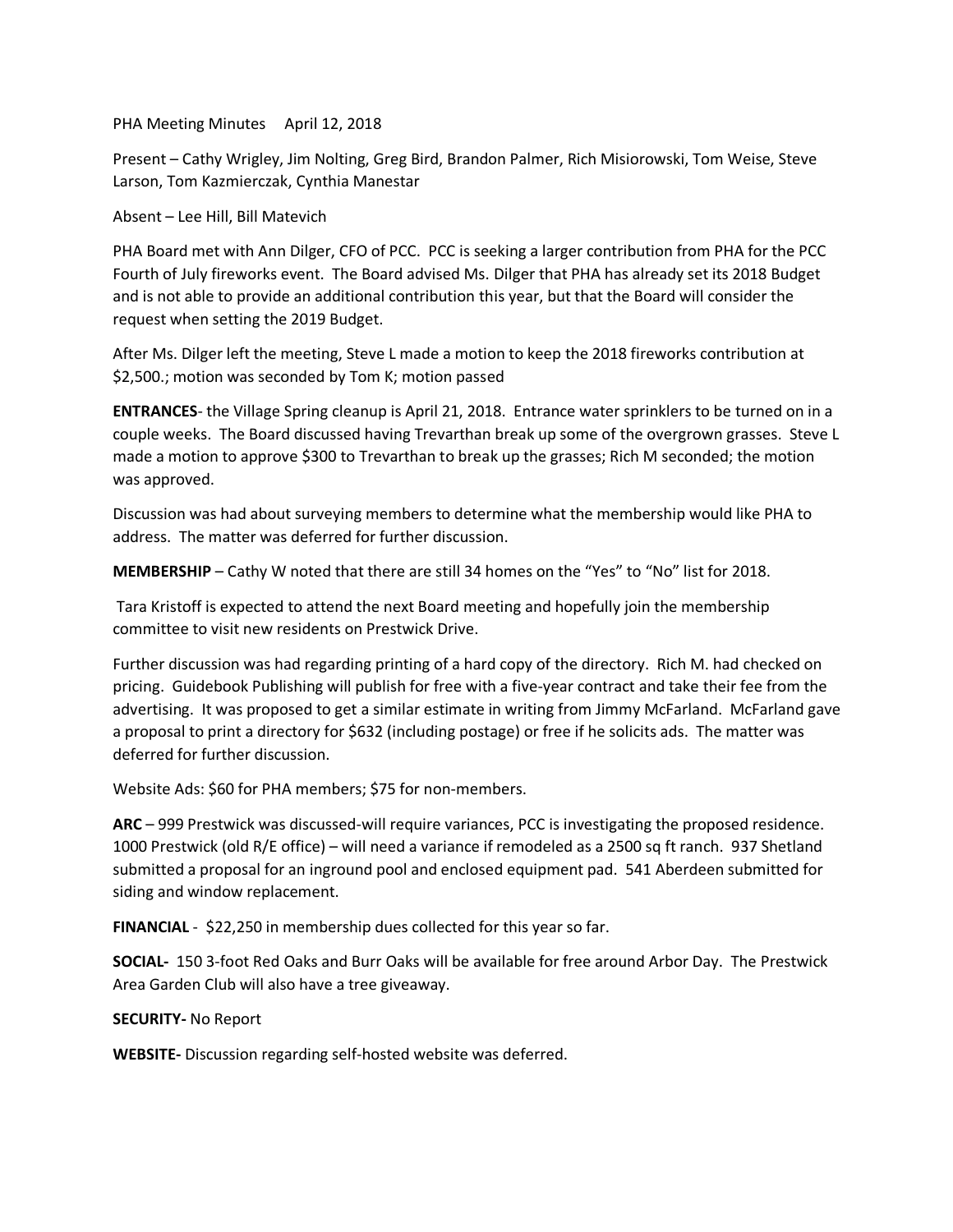PHA Meeting Minutes April 12, 2018

Present – Cathy Wrigley, Jim Nolting, Greg Bird, Brandon Palmer, Rich Misiorowski, Tom Weise, Steve Larson, Tom Kazmierczak, Cynthia Manestar

Absent – Lee Hill, Bill Matevich

PHA Board met with Ann Dilger, CFO of PCC. PCC is seeking a larger contribution from PHA for the PCC Fourth of July fireworks event. The Board advised Ms. Dilger that PHA has already set its 2018 Budget and is not able to provide an additional contribution this year, but that the Board will consider the request when setting the 2019 Budget.

After Ms. Dilger left the meeting, Steve L made a motion to keep the 2018 fireworks contribution at $2,500.; motion was seconded by Tom K; motion passed

**ENTRANCES**- the Village Spring cleanup is April 21, 2018. Entrance water sprinklers to be turned on in a couple weeks. The Board discussed having Trevarthan break up some of the overgrown grasses. Steve L made a motion to approve $300 to Trevarthan to break up the grasses; Rich M seconded; the motion was approved.

Discussion was had about surveying members to determine what the membership would like PHA to address. The matter was deferred for further discussion.

**MEMBERSHIP** – Cathy W noted that there are still 34 homes on the "Yes" to "No" list for 2018.

Tara Kristoff is expected to attend the next Board meeting and hopefully join the membership committee to visit new residents on Prestwick Drive.

Further discussion was had regarding printing of a hard copy of the directory. Rich M. had checked on pricing. Guidebook Publishing will publish for free with a five-year contract and take their fee from the advertising. It was proposed to get a similar estimate in writing from Jimmy McFarland. McFarland gave a proposal to print a directory for $632 (including postage) or free if he solicits ads. The matter was deferred for further discussion.

Website Ads: $60 for PHA members; $75 for non-members.

**ARC** – 999 Prestwick was discussed-will require variances, PCC is investigating the proposed residence. 1000 Prestwick (old R/E office) – will need a variance if remodeled as a 2500 sq ft ranch. 937 Shetland submitted a proposal for an inground pool and enclosed equipment pad. 541 Aberdeen submitted for siding and window replacement.

**FINANCIAL** - $22,250 in membership dues collected for this year so far.

**SOCIAL-** 150 3-foot Red Oaks and Burr Oaks will be available for free around Arbor Day. The Prestwick Area Garden Club will also have a tree giveaway.

**SECURITY-** No Report

**WEBSITE-** Discussion regarding self-hosted website was deferred.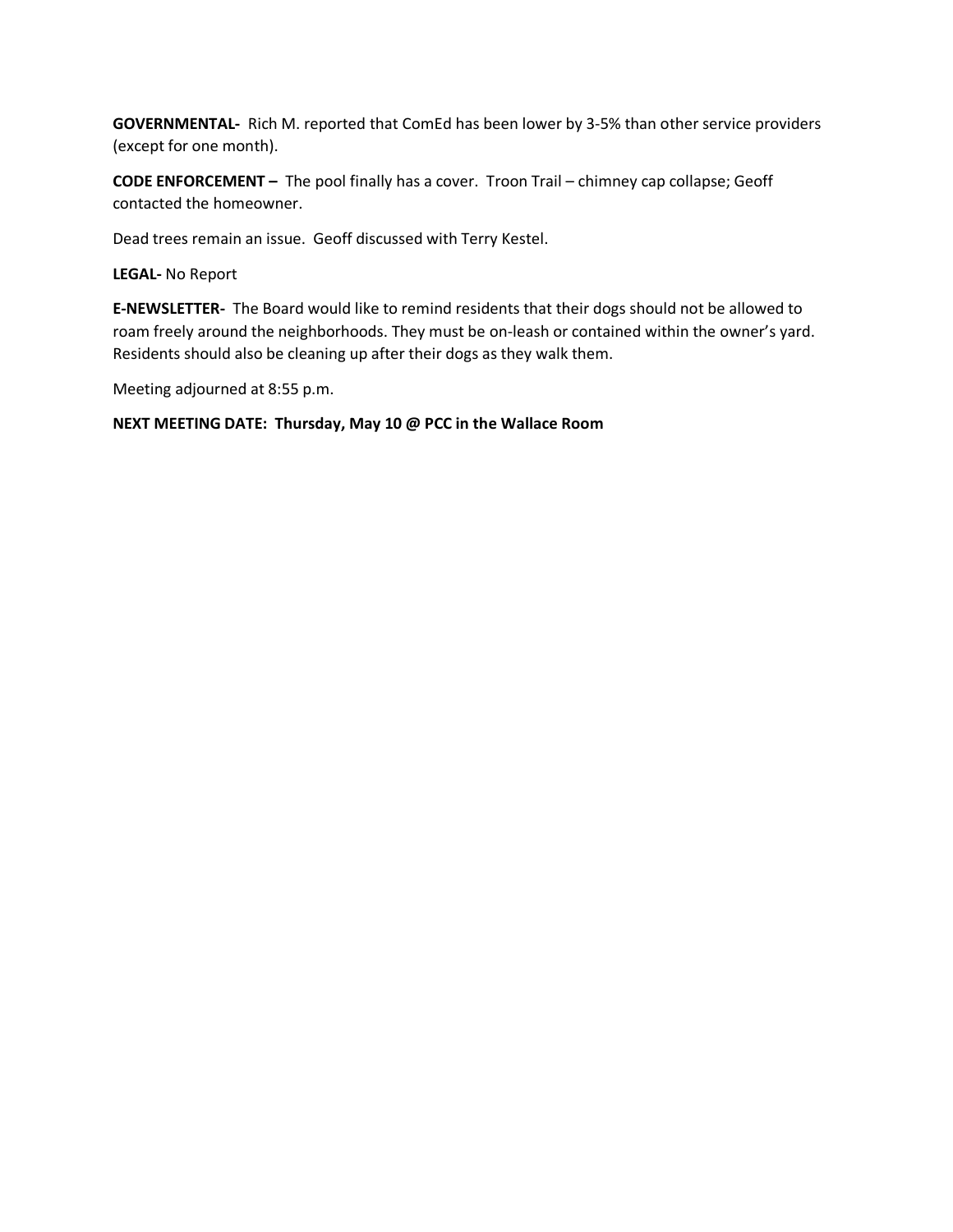**GOVERNMENTAL-** Rich M. reported that ComEd has been lower by 3-5% than other service providers (except for one month).

**CODE ENFORCEMENT –** The pool finally has a cover. Troon Trail – chimney cap collapse; Geoff contacted the homeowner.

Dead trees remain an issue. Geoff discussed with Terry Kestel.

**LEGAL-** No Report

**E-NEWSLETTER-** The Board would like to remind residents that their dogs should not be allowed to roam freely around the neighborhoods. They must be on-leash or contained within the owner's yard. Residents should also be cleaning up after their dogs as they walk them.

Meeting adjourned at 8:55 p.m.

**NEXT MEETING DATE: Thursday, May 10 @ PCC in the Wallace Room**